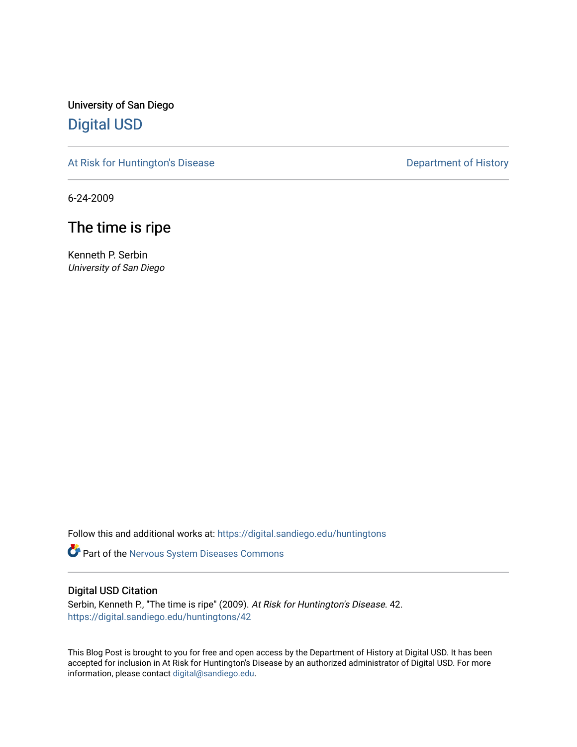University of San Diego

## Digital USD

At Risk for Huntington's Disease

Department of History

6-24-2009

# The time is ripe

Kenneth P. Serbin
*University of San Diego*

Follow this and additional works at: https://digital.sandiego.edu/huntingtons

Part of the Nervous System Diseases Commons

### Digital USD Citation

Serbin, Kenneth P., "The time is ripe" (2009). *At Risk for Huntington's Disease*. 42.
https://digital.sandiego.edu/huntingtons/42

This Blog Post is brought to you for free and open access by the Department of History at Digital USD. It has been accepted for inclusion in At Risk for Huntington's Disease by an authorized administrator of Digital USD. For more information, please contact digital@sandiego.edu.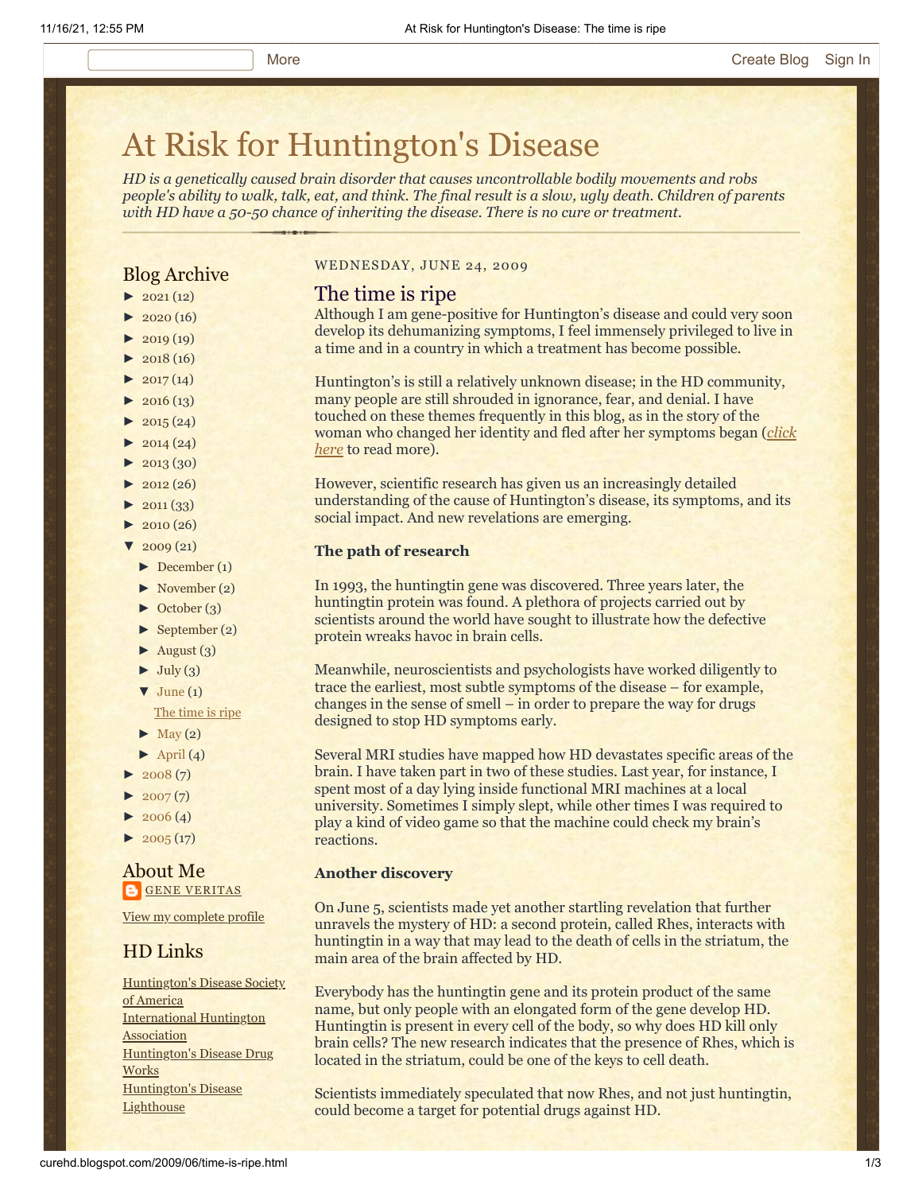# At Risk for Huntington's Disease

*HD is a genetically caused brain disorder that causes uncontrollable bodily movements and robs people's ability to walk, talk, eat, and think. The final result is a slow, ugly death. Children of parents with HD have a 50-50 chance of inheriting the disease. There is no cure or treatment.*

## Blog Archive

- ► 2021 (12)
- ► 2020 (16)
- ► 2019 (19)
- ► 2018 (16)
- ► 2017 (14)
- ► 2016 (13)
- ► 2015 (24)
- ► 2014 (24)
- ► 2013 (30)
- ► 2012 (26)
- ► 2011 (33)
- ► 2010 (26)
- ▼ 2009 (21)
  - ► December (1)
  - ► November (2)
  - ► October (3)
  - ► September (2)
  - ► August (3)
  - ► July (3)
  - ▼ June (1)
    - The time is ripe
  - ► May (2)
  - ► April (4)
- ► 2008 (7)
- ► 2007 (7)
- ► 2006 (4)
- ► 2005 (17)

## About Me

GENE VERITAS

View my complete profile

## HD Links

- Huntington's Disease Society of America
- International Huntington Association
- Huntington's Disease Drug Works
- Huntington's Disease Lighthouse

WEDNESDAY, JUNE 24, 2009

## The time is ripe

Although I am gene-positive for Huntington's disease and could very soon develop its dehumanizing symptoms, I feel immensely privileged to live in a time and in a country in which a treatment has become possible.

Huntington's is still a relatively unknown disease; in the HD community, many people are still shrouded in ignorance, fear, and denial. I have touched on these themes frequently in this blog, as in the story of the woman who changed her identity and fled after her symptoms began (*click here* to read more).

However, scientific research has given us an increasingly detailed understanding of the cause of Huntington's disease, its symptoms, and its social impact. And new revelations are emerging.

**The path of research**

In 1993, the huntingtin gene was discovered. Three years later, the huntingtin protein was found. A plethora of projects carried out by scientists around the world have sought to illustrate how the defective protein wreaks havoc in brain cells.

Meanwhile, neuroscientists and psychologists have worked diligently to trace the earliest, most subtle symptoms of the disease – for example, changes in the sense of smell – in order to prepare the way for drugs designed to stop HD symptoms early.

Several MRI studies have mapped how HD devastates specific areas of the brain. I have taken part in two of these studies. Last year, for instance, I spent most of a day lying inside functional MRI machines at a local university. Sometimes I simply slept, while other times I was required to play a kind of video game so that the machine could check my brain's reactions.

**Another discovery**

On June 5, scientists made yet another startling revelation that further unravels the mystery of HD: a second protein, called Rhes, interacts with huntingtin in a way that may lead to the death of cells in the striatum, the main area of the brain affected by HD.

Everybody has the huntingtin gene and its protein product of the same name, but only people with an elongated form of the gene develop HD. Huntingtin is present in every cell of the body, so why does HD kill only brain cells? The new research indicates that the presence of Rhes, which is located in the striatum, could be one of the keys to cell death.

Scientists immediately speculated that now Rhes, and not just huntingtin, could become a target for potential drugs against HD.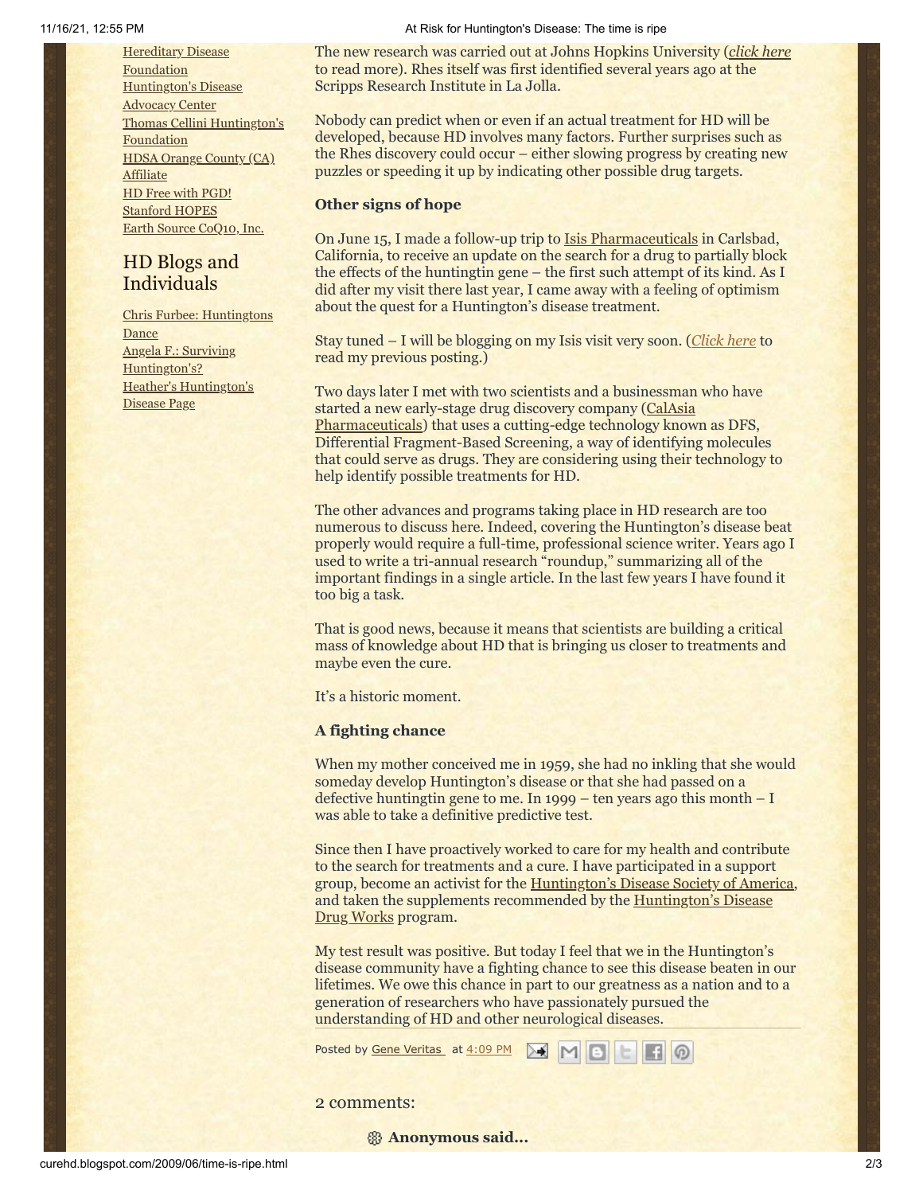[Hereditary Disease Foundation](#)
[Huntington's Disease Advocacy Center](#)
[Thomas Cellini Huntington's Foundation](#)
[HDSA Orange County (CA) Affiliate](#)
[HD Free with PGD!](#)
[Stanford HOPES](#)
[Earth Source CoQ10, Inc.](#)

## HD Blogs and Individuals

[Chris Furbee: Huntingtons Dance](#)
[Angela F.: Surviving Huntington's?](#)
[Heather's Huntington's Disease Page](#)

The new research was carried out at Johns Hopkins University (*click here* to read more). Rhes itself was first identified several years ago at the Scripps Research Institute in La Jolla.

Nobody can predict when or even if an actual treatment for HD will be developed, because HD involves many factors. Further surprises such as the Rhes discovery could occur – either slowing progress by creating new puzzles or speeding it up by indicating other possible drug targets.

**Other signs of hope**

On June 15, I made a follow-up trip to Isis Pharmaceuticals in Carlsbad, California, to receive an update on the search for a drug to partially block the effects of the huntingtin gene – the first such attempt of its kind. As I did after my visit there last year, I came away with a feeling of optimism about the quest for a Huntington's disease treatment.

Stay tuned – I will be blogging on my Isis visit very soon. (*Click here* to read my previous posting.)

Two days later I met with two scientists and a businessman who have started a new early-stage drug discovery company (CalAsia Pharmaceuticals) that uses a cutting-edge technology known as DFS, Differential Fragment-Based Screening, a way of identifying molecules that could serve as drugs. They are considering using their technology to help identify possible treatments for HD.

The other advances and programs taking place in HD research are too numerous to discuss here. Indeed, covering the Huntington's disease beat properly would require a full-time, professional science writer. Years ago I used to write a tri-annual research "roundup," summarizing all of the important findings in a single article. In the last few years I have found it too big a task.

That is good news, because it means that scientists are building a critical mass of knowledge about HD that is bringing us closer to treatments and maybe even the cure.

It's a historic moment.

**A fighting chance**

When my mother conceived me in 1959, she had no inkling that she would someday develop Huntington's disease or that she had passed on a defective huntingtin gene to me. In 1999 – ten years ago this month – I was able to take a definitive predictive test.

Since then I have proactively worked to care for my health and contribute to the search for treatments and a cure. I have participated in a support group, become an activist for the Huntington's Disease Society of America, and taken the supplements recommended by the Huntington's Disease Drug Works program.

My test result was positive. But today I feel that we in the Huntington's disease community have a fighting chance to see this disease beaten in our lifetimes. We owe this chance in part to our greatness as a nation and to a generation of researchers who have passionately pursued the understanding of HD and other neurological diseases.

Posted by Gene Veritas at 4:09 PM

2 comments:

**Anonymous said...**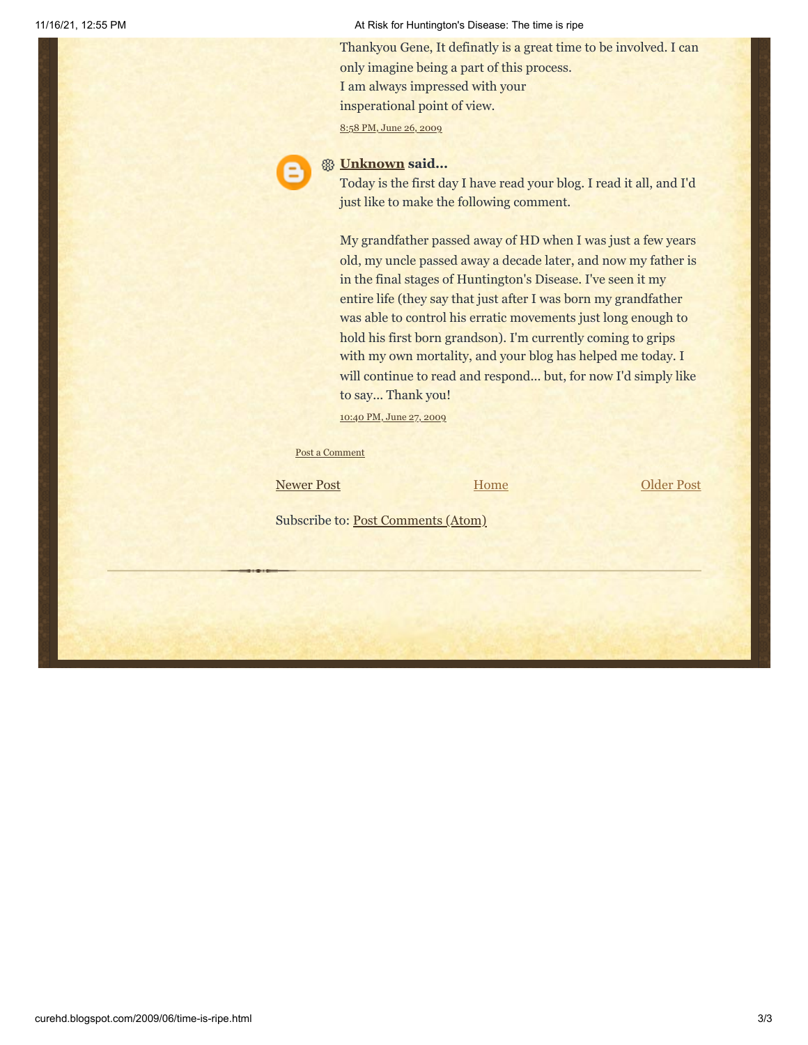Thankyou Gene, It definatly is a great time to be involved. I can only imagine being a part of this process.
I am always impressed with your
insperational point of view.

8:58 PM, June 26, 2009

**Unknown said...**

Today is the first day I have read your blog. I read it all, and I'd just like to make the following comment.

My grandfather passed away of HD when I was just a few years old, my uncle passed away a decade later, and now my father is in the final stages of Huntington's Disease. I've seen it my entire life (they say that just after I was born my grandfather was able to control his erratic movements just long enough to hold his first born grandson). I'm currently coming to grips with my own mortality, and your blog has helped me today. I will continue to read and respond... but, for now I'd simply like to say... Thank you!

10:40 PM, June 27, 2009

Post a Comment

Newer Post Home Older Post

Subscribe to: Post Comments (Atom)